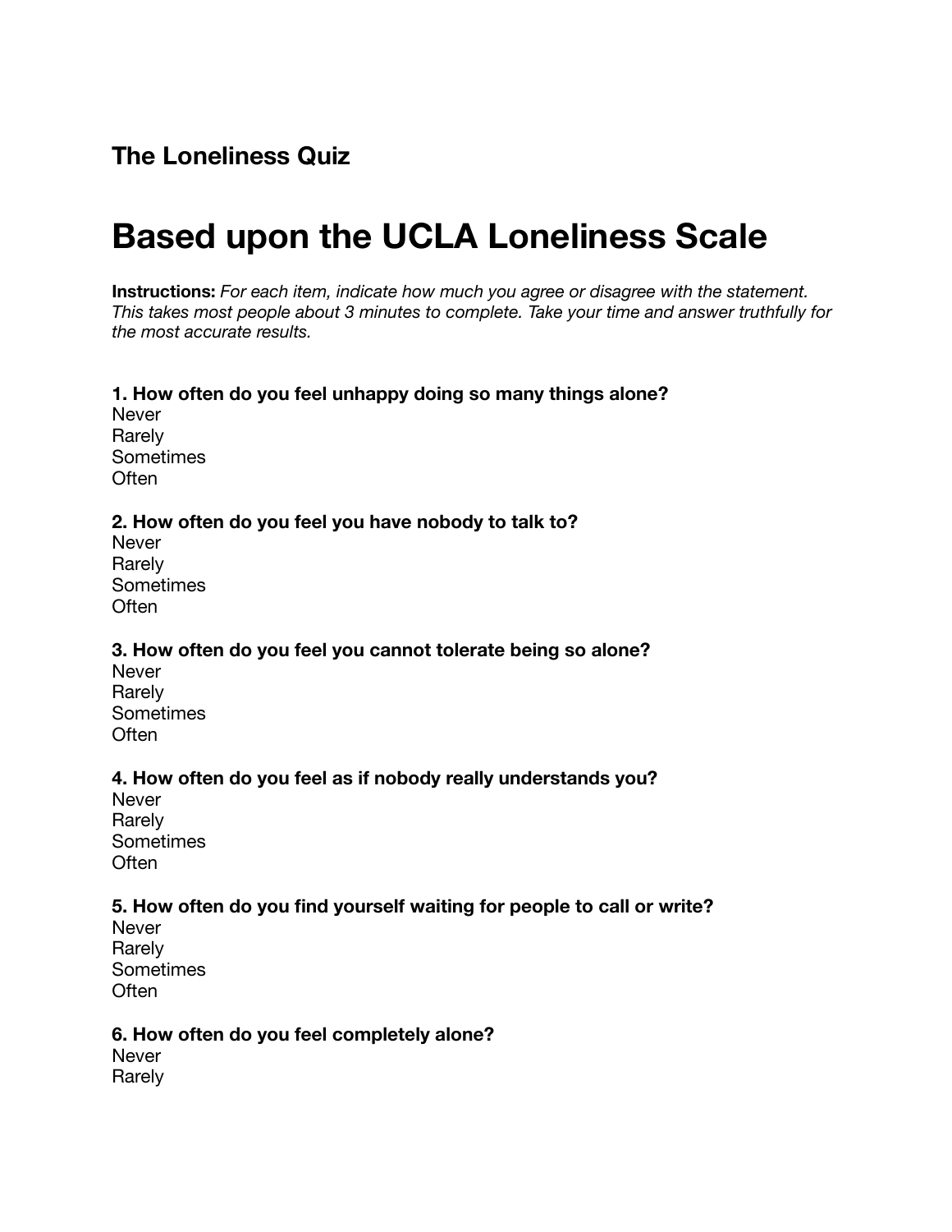**The Loneliness Quiz**

# Based upon the UCLA Loneliness Scale

**Instructions:** *For each item, indicate how much you agree or disagree with the statement. This takes most people about 3 minutes to complete. Take your time and answer truthfully for the most accurate results.*

**1. How often do you feel unhappy doing so many things alone?**
Never
Rarely
Sometimes
Often

**2. How often do you feel you have nobody to talk to?**
Never
Rarely
Sometimes
Often

**3. How often do you feel you cannot tolerate being so alone?**
Never
Rarely
Sometimes
Often

**4. How often do you feel as if nobody really understands you?**
Never
Rarely
Sometimes
Often

**5. How often do you find yourself waiting for people to call or write?**
Never
Rarely
Sometimes
Often

**6. How often do you feel completely alone?**
Never
Rarely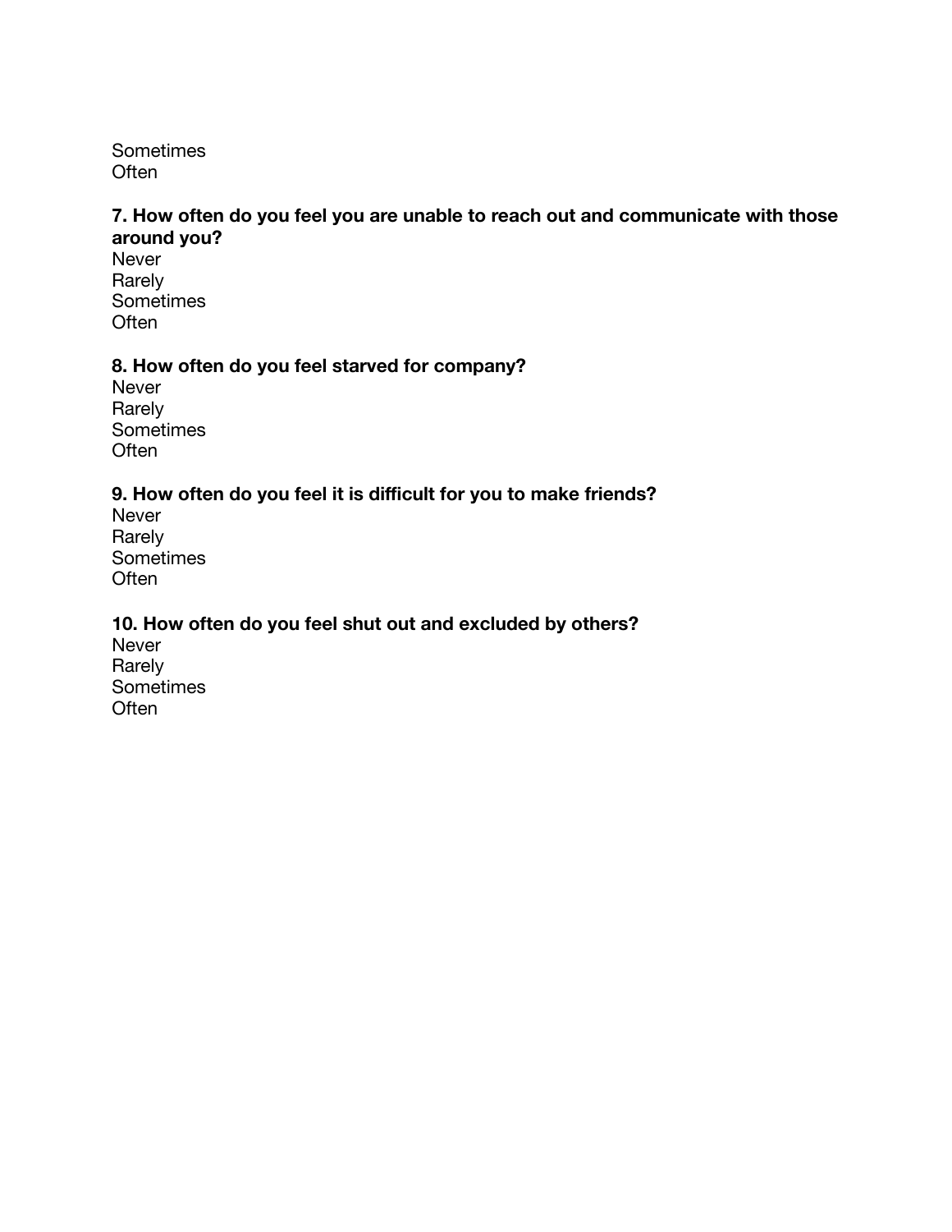Sometimes
Often

**7. How often do you feel you are unable to reach out and communicate with those around you?**
Never
Rarely
Sometimes
Often

**8. How often do you feel starved for company?**
Never
Rarely
Sometimes
Often

**9. How often do you feel it is difficult for you to make friends?**
Never
Rarely
Sometimes
Often

**10. How often do you feel shut out and excluded by others?**
Never
Rarely
Sometimes
Often